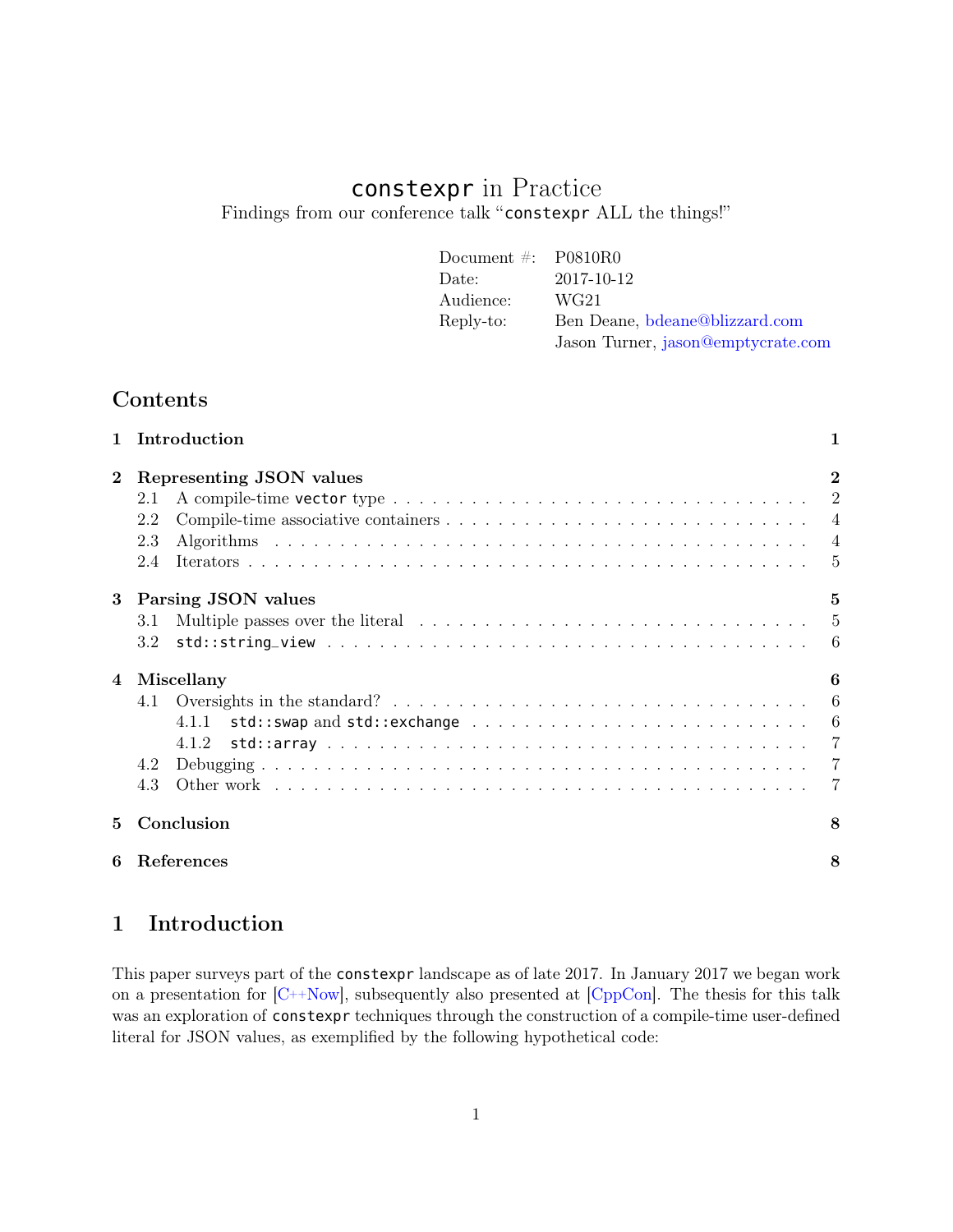# `constexpr` in Practice

Findings from our conference talk "`constexpr` ALL the things!"

| | |
|---|---|
| Document #: | P0810R0 |
| Date: | 2017-10-12 |
| Audience: | WG21 |
| Reply-to: | Ben Deane, bdeane@blizzard.com<br>Jason Turner, jason@emptycrate.com |

## Contents

**1 Introduction** — 1

**2 Representing JSON values** — 2
- 2.1 A compile-time `vector` type — 2
- 2.2 Compile-time associative containers — 4
- 2.3 Algorithms — 4
- 2.4 Iterators — 5

**3 Parsing JSON values** — 5
- 3.1 Multiple passes over the literal — 5
- 3.2 `std::string_view` — 6

**4 Miscellany** — 6
- 4.1 Oversights in the standard? — 6
  - 4.1.1 `std::swap` and `std::exchange` — 6
  - 4.1.2 `std::array` — 7
- 4.2 Debugging — 7
- 4.3 Other work — 7

**5 Conclusion** — 8

**6 References** — 8

## 1 Introduction

This paper surveys part of the `constexpr` landscape as of late 2017. In January 2017 we began work on a presentation for [C++Now], subsequently also presented at [CppCon]. The thesis for this talk was an exploration of `constexpr` techniques through the construction of a compile-time user-defined literal for JSON values, as exemplified by the following hypothetical code: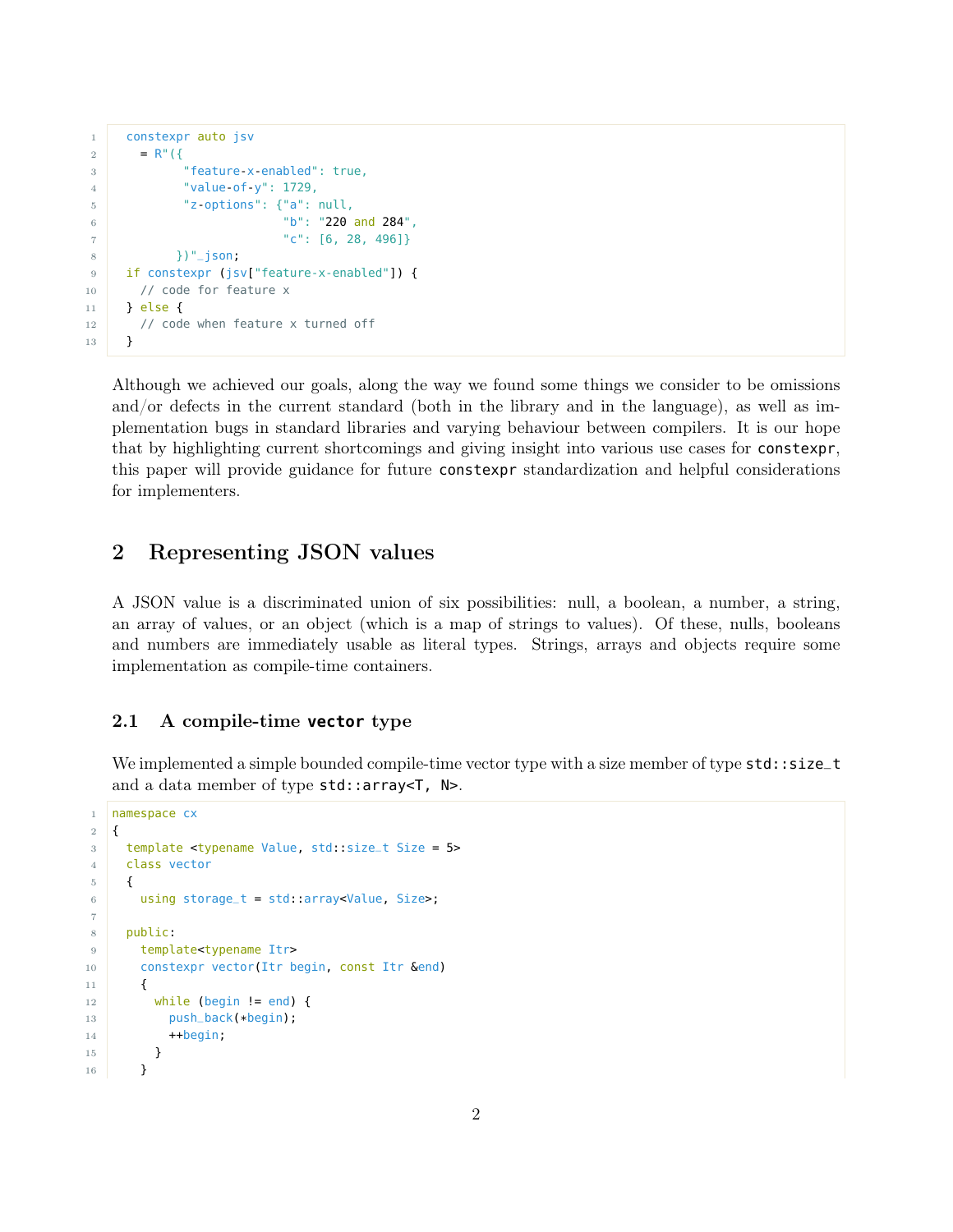```
constexpr auto jsv
  = R"({
        "feature-x-enabled": true,
        "value-of-y": 1729,
        "z-options": {"a": null,
                      "b": "220 and 284",
                      "c": [6, 28, 496]}
       })"_json;
if constexpr (jsv["feature-x-enabled"]) {
  // code for feature x
} else {
  // code when feature x turned off
}
```

Although we achieved our goals, along the way we found some things we consider to be omissions and/or defects in the current standard (both in the library and in the language), as well as implementation bugs in standard libraries and varying behaviour between compilers. It is our hope that by highlighting current shortcomings and giving insight into various use cases for `constexpr`, this paper will provide guidance for future `constexpr` standardization and helpful considerations for implementers.

## 2 Representing JSON values

A JSON value is a discriminated union of six possibilities: null, a boolean, a number, a string, an array of values, or an object (which is a map of strings to values). Of these, nulls, booleans and numbers are immediately usable as literal types. Strings, arrays and objects require some implementation as compile-time containers.

### 2.1 A compile-time `vector` type

We implemented a simple bounded compile-time vector type with a size member of type `std::size_t` and a data member of type `std::array<T, N>`.

```
namespace cx
{
  template <typename Value, std::size_t Size = 5>
  class vector
  {
    using storage_t = std::array<Value, Size>;

  public:
    template<typename Itr>
    constexpr vector(Itr begin, const Itr &end)
    {
      while (begin != end) {
        push_back(*begin);
        ++begin;
      }
    }
```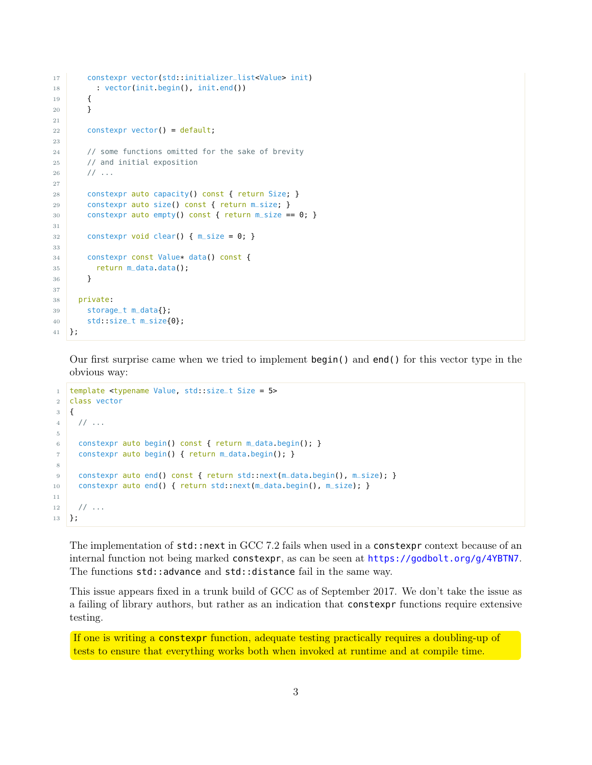```cpp
    constexpr vector(std::initializer_list<Value> init)
      : vector(init.begin(), init.end())
    {
    }

    constexpr vector() = default;

    // some functions omitted for the sake of brevity
    // and initial exposition
    // ...

    constexpr auto capacity() const { return Size; }
    constexpr auto size() const { return m_size; }
    constexpr auto empty() const { return m_size == 0; }

    constexpr void clear() { m_size = 0; }

    constexpr const Value* data() const {
      return m_data.data();
    }

  private:
    storage_t m_data{};
    std::size_t m_size{0};
};
```

Our first surprise came when we tried to implement `begin()` and `end()` for this vector type in the obvious way:

```cpp
template <typename Value, std::size_t Size = 5>
class vector
{
  // ...

  constexpr auto begin() const { return m_data.begin(); }
  constexpr auto begin() { return m_data.begin(); }

  constexpr auto end() const { return std::next(m_data.begin(), m_size); }
  constexpr auto end() { return std::next(m_data.begin(), m_size); }

  // ...
};
```

The implementation of `std::next` in GCC 7.2 fails when used in a `constexpr` context because of an internal function not being marked `constexpr`, as can be seen at https://godbolt.org/g/4YBTN7. The functions `std::advance` and `std::distance` fail in the same way.

This issue appears fixed in a trunk build of GCC as of September 2017. We don't take the issue as a failing of library authors, but rather as an indication that `constexpr` functions require extensive testing.

If one is writing a `constexpr` function, adequate testing practically requires a doubling-up of tests to ensure that everything works both when invoked at runtime and at compile time.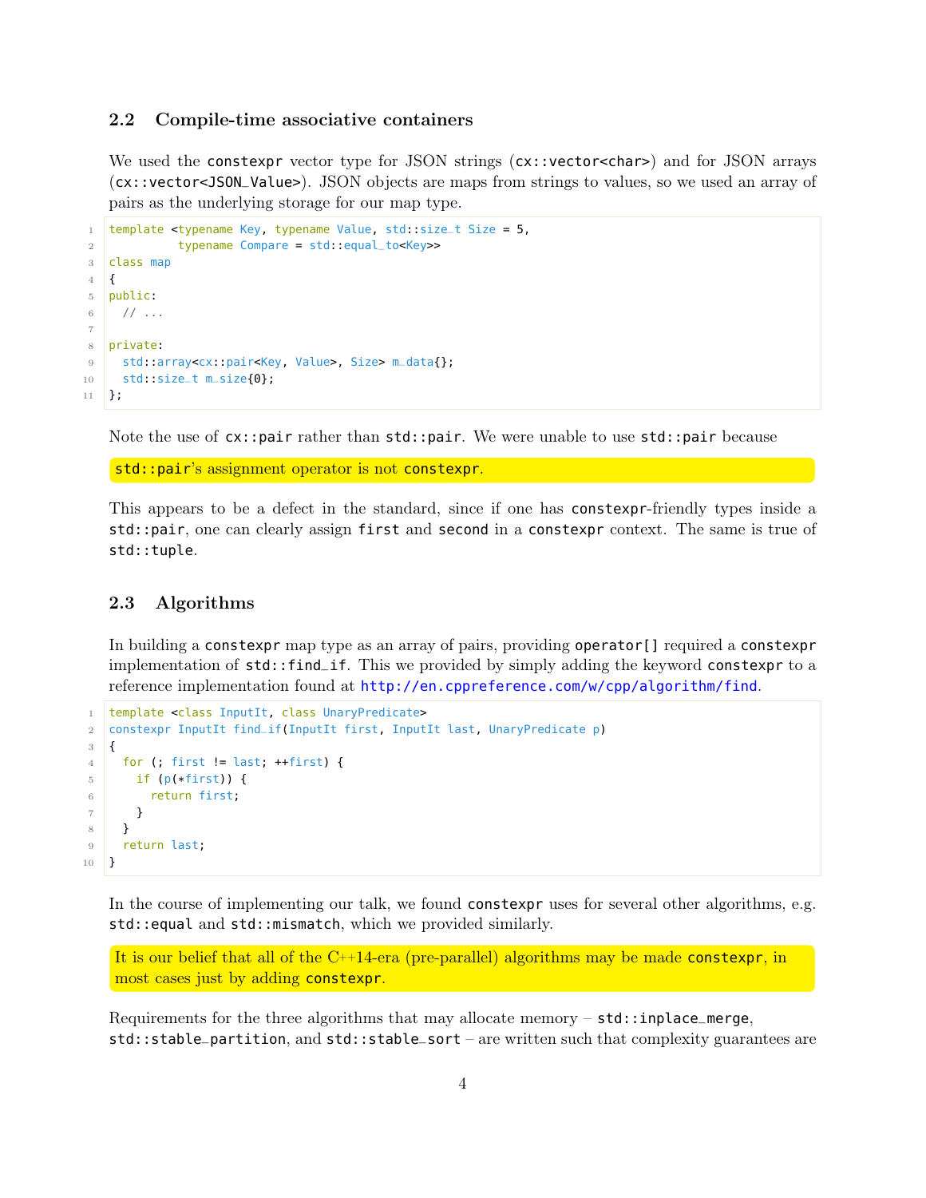### 2.2 Compile-time associative containers

We used the `constexpr` vector type for JSON strings (`cx::vector<char>`) and for JSON arrays (`cx::vector<JSON_Value>`). JSON objects are maps from strings to values, so we used an array of pairs as the underlying storage for our map type.

```
template <typename Key, typename Value, std::size_t Size = 5,
          typename Compare = std::equal_to<Key>>
class map
{
public:
  // ...

private:
  std::array<cx::pair<Key, Value>, Size> m_data{};
  std::size_t m_size{0};
};
```

Note the use of `cx::pair` rather than `std::pair`. We were unable to use `std::pair` because

`std::pair`'s assignment operator is not `constexpr`.

This appears to be a defect in the standard, since if one has `constexpr`-friendly types inside a `std::pair`, one can clearly assign `first` and `second` in a `constexpr` context. The same is true of `std::tuple`.

### 2.3 Algorithms

In building a `constexpr` map type as an array of pairs, providing `operator[]` required a `constexpr` implementation of `std::find_if`. This we provided by simply adding the keyword `constexpr` to a reference implementation found at http://en.cppreference.com/w/cpp/algorithm/find.

```
template <class InputIt, class UnaryPredicate>
constexpr InputIt find_if(InputIt first, InputIt last, UnaryPredicate p)
{
  for (; first != last; ++first) {
    if (p(*first)) {
      return first;
    }
  }
  return last;
}
```

In the course of implementing our talk, we found `constexpr` uses for several other algorithms, e.g. `std::equal` and `std::mismatch`, which we provided similarly.

It is our belief that all of the C++14-era (pre-parallel) algorithms may be made `constexpr`, in most cases just by adding `constexpr`.

Requirements for the three algorithms that may allocate memory – `std::inplace_merge`, `std::stable_partition`, and `std::stable_sort` – are written such that complexity guarantees are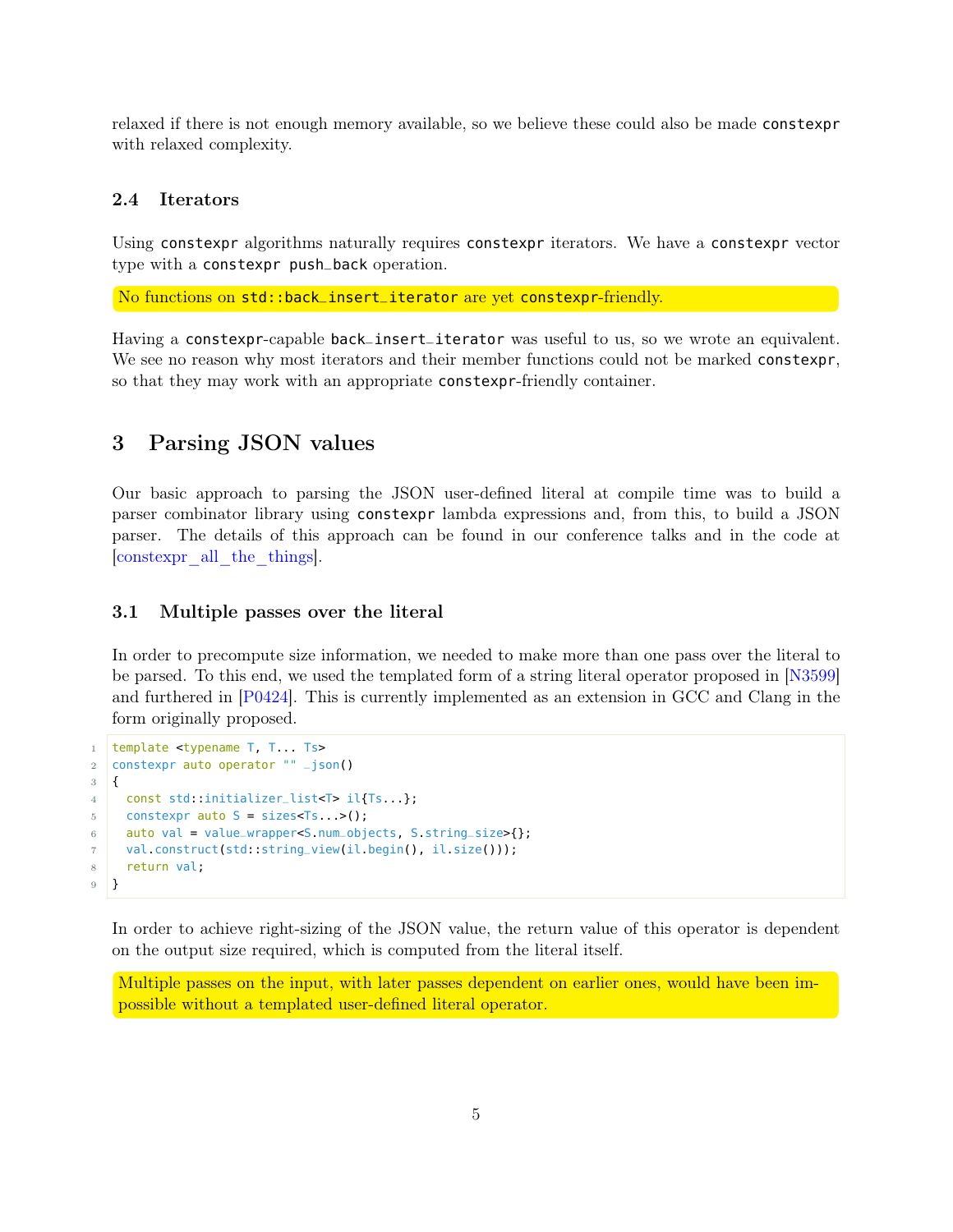relaxed if there is not enough memory available, so we believe these could also be made `constexpr` with relaxed complexity.

### 2.4 Iterators

Using `constexpr` algorithms naturally requires `constexpr` iterators. We have a `constexpr` vector type with a `constexpr push_back` operation.

No functions on `std::back_insert_iterator` are yet `constexpr`-friendly.

Having a `constexpr`-capable `back_insert_iterator` was useful to us, so we wrote an equivalent. We see no reason why most iterators and their member functions could not be marked `constexpr`, so that they may work with an appropriate `constexpr`-friendly container.

## 3 Parsing JSON values

Our basic approach to parsing the JSON user-defined literal at compile time was to build a parser combinator library using `constexpr` lambda expressions and, from this, to build a JSON parser. The details of this approach can be found in our conference talks and in the code at [constexpr_all_the_things].

### 3.1 Multiple passes over the literal

In order to precompute size information, we needed to make more than one pass over the literal to be parsed. To this end, we used the templated form of a string literal operator proposed in [N3599] and furthered in [P0424]. This is currently implemented as an extension in GCC and Clang in the form originally proposed.

```
template <typename T, T... Ts>
constexpr auto operator "" _json()
{
  const std::initializer_list<T> il{Ts...};
  constexpr auto S = sizes<Ts...>();
  auto val = value_wrapper<S.num_objects, S.string_size>{};
  val.construct(std::string_view(il.begin(), il.size()));
  return val;
}
```

In order to achieve right-sizing of the JSON value, the return value of this operator is dependent on the output size required, which is computed from the literal itself.

Multiple passes on the input, with later passes dependent on earlier ones, would have been impossible without a templated user-defined literal operator.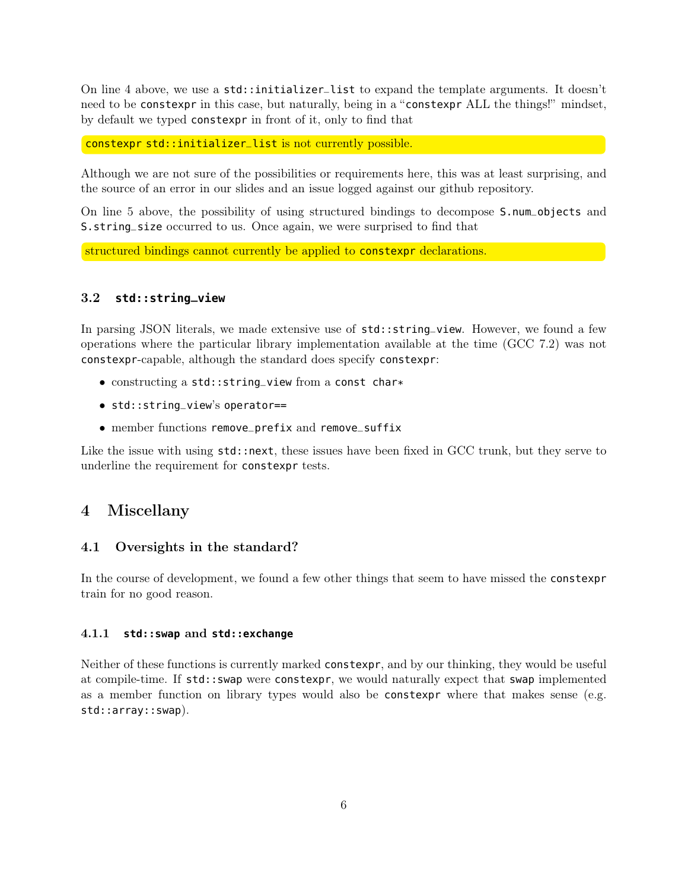On line 4 above, we use a `std::initializer_list` to expand the template arguments. It doesn't need to be `constexpr` in this case, but naturally, being in a "`constexpr` ALL the things!" mindset, by default we typed `constexpr` in front of it, only to find that

> `constexpr std::initializer_list` is not currently possible.

Although we are not sure of the possibilities or requirements here, this was at least surprising, and the source of an error in our slides and an issue logged against our github repository.

On line 5 above, the possibility of using structured bindings to decompose `S.num_objects` and `S.string_size` occurred to us. Once again, we were surprised to find that

> structured bindings cannot currently be applied to `constexpr` declarations.

### 3.2 `std::string_view`

In parsing JSON literals, we made extensive use of `std::string_view`. However, we found a few operations where the particular library implementation available at the time (GCC 7.2) was not `constexpr`-capable, although the standard does specify `constexpr`:

- constructing a `std::string_view` from a `const char*`
- `std::string_view`'s `operator==`
- member functions `remove_prefix` and `remove_suffix`

Like the issue with using `std::next`, these issues have been fixed in GCC trunk, but they serve to underline the requirement for `constexpr` tests.

## 4 Miscellany

### 4.1 Oversights in the standard?

In the course of development, we found a few other things that seem to have missed the `constexpr` train for no good reason.

#### 4.1.1 `std::swap` and `std::exchange`

Neither of these functions is currently marked `constexpr`, and by our thinking, they would be useful at compile-time. If `std::swap` were `constexpr`, we would naturally expect that `swap` implemented as a member function on library types would also be `constexpr` where that makes sense (e.g. `std::array::swap`).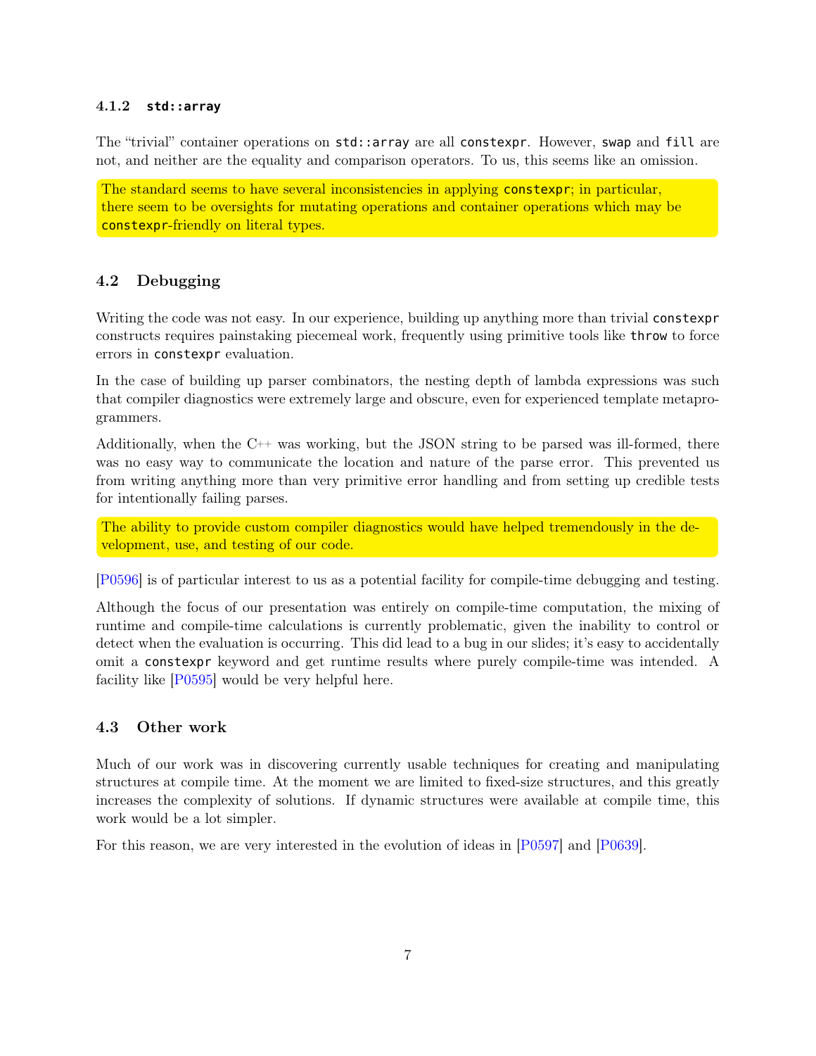#### 4.1.2 `std::array`

The "trivial" container operations on `std::array` are all `constexpr`. However, `swap` and `fill` are not, and neither are the equality and comparison operators. To us, this seems like an omission.

> The standard seems to have several inconsistencies in applying `constexpr`; in particular, there seem to be oversights for mutating operations and container operations which may be `constexpr`-friendly on literal types.

### 4.2 Debugging

Writing the code was not easy. In our experience, building up anything more than trivial `constexpr` constructs requires painstaking piecemeal work, frequently using primitive tools like `throw` to force errors in `constexpr` evaluation.

In the case of building up parser combinators, the nesting depth of lambda expressions was such that compiler diagnostics were extremely large and obscure, even for experienced template metaprogrammers.

Additionally, when the C++ was working, but the JSON string to be parsed was ill-formed, there was no easy way to communicate the location and nature of the parse error. This prevented us from writing anything more than very primitive error handling and from setting up credible tests for intentionally failing parses.

> The ability to provide custom compiler diagnostics would have helped tremendously in the development, use, and testing of our code.

[P0596] is of particular interest to us as a potential facility for compile-time debugging and testing.

Although the focus of our presentation was entirely on compile-time computation, the mixing of runtime and compile-time calculations is currently problematic, given the inability to control or detect when the evaluation is occurring. This did lead to a bug in our slides; it's easy to accidentally omit a `constexpr` keyword and get runtime results where purely compile-time was intended. A facility like [P0595] would be very helpful here.

### 4.3 Other work

Much of our work was in discovering currently usable techniques for creating and manipulating structures at compile time. At the moment we are limited to fixed-size structures, and this greatly increases the complexity of solutions. If dynamic structures were available at compile time, this work would be a lot simpler.

For this reason, we are very interested in the evolution of ideas in [P0597] and [P0639].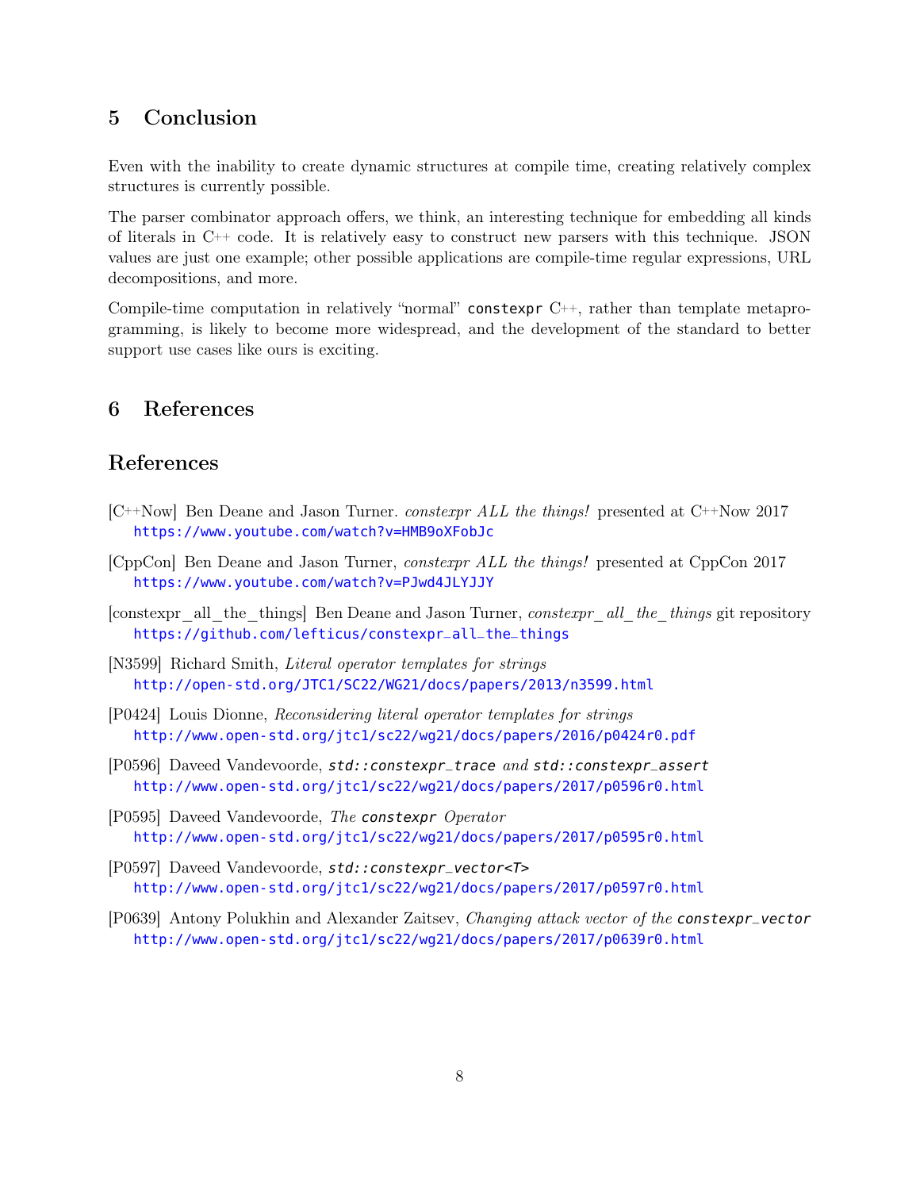## 5 Conclusion

Even with the inability to create dynamic structures at compile time, creating relatively complex structures is currently possible.

The parser combinator approach offers, we think, an interesting technique for embedding all kinds of literals in C++ code. It is relatively easy to construct new parsers with this technique. JSON values are just one example; other possible applications are compile-time regular expressions, URL decompositions, and more.

Compile-time computation in relatively "normal" `constexpr` C++, rather than template metaprogramming, is likely to become more widespread, and the development of the standard to better support use cases like ours is exciting.

## 6 References

## References

[C++Now] Ben Deane and Jason Turner. *constexpr ALL the things!* presented at C++Now 2017
https://www.youtube.com/watch?v=HMB9oXFobJc

[CppCon] Ben Deane and Jason Turner, *constexpr ALL the things!* presented at CppCon 2017
https://www.youtube.com/watch?v=PJwd4JLYJJY

[constexpr_all_the_things] Ben Deane and Jason Turner, *constexpr_all_the_things* git repository
https://github.com/lefticus/constexpr_all_the_things

[N3599] Richard Smith, *Literal operator templates for strings*
http://open-std.org/JTC1/SC22/WG21/docs/papers/2013/n3599.html

[P0424] Louis Dionne, *Reconsidering literal operator templates for strings*
http://www.open-std.org/jtc1/sc22/wg21/docs/papers/2016/p0424r0.pdf

[P0596] Daveed Vandevoorde, *`std::constexpr_trace` and `std::constexpr_assert`*
http://www.open-std.org/jtc1/sc22/wg21/docs/papers/2017/p0596r0.html

[P0595] Daveed Vandevoorde, *The `constexpr` Operator*
http://www.open-std.org/jtc1/sc22/wg21/docs/papers/2017/p0595r0.html

[P0597] Daveed Vandevoorde, *`std::constexpr_vector<T>`*
http://www.open-std.org/jtc1/sc22/wg21/docs/papers/2017/p0597r0.html

[P0639] Antony Polukhin and Alexander Zaitsev, *Changing attack vector of the `constexpr_vector`*
http://www.open-std.org/jtc1/sc22/wg21/docs/papers/2017/p0639r0.html